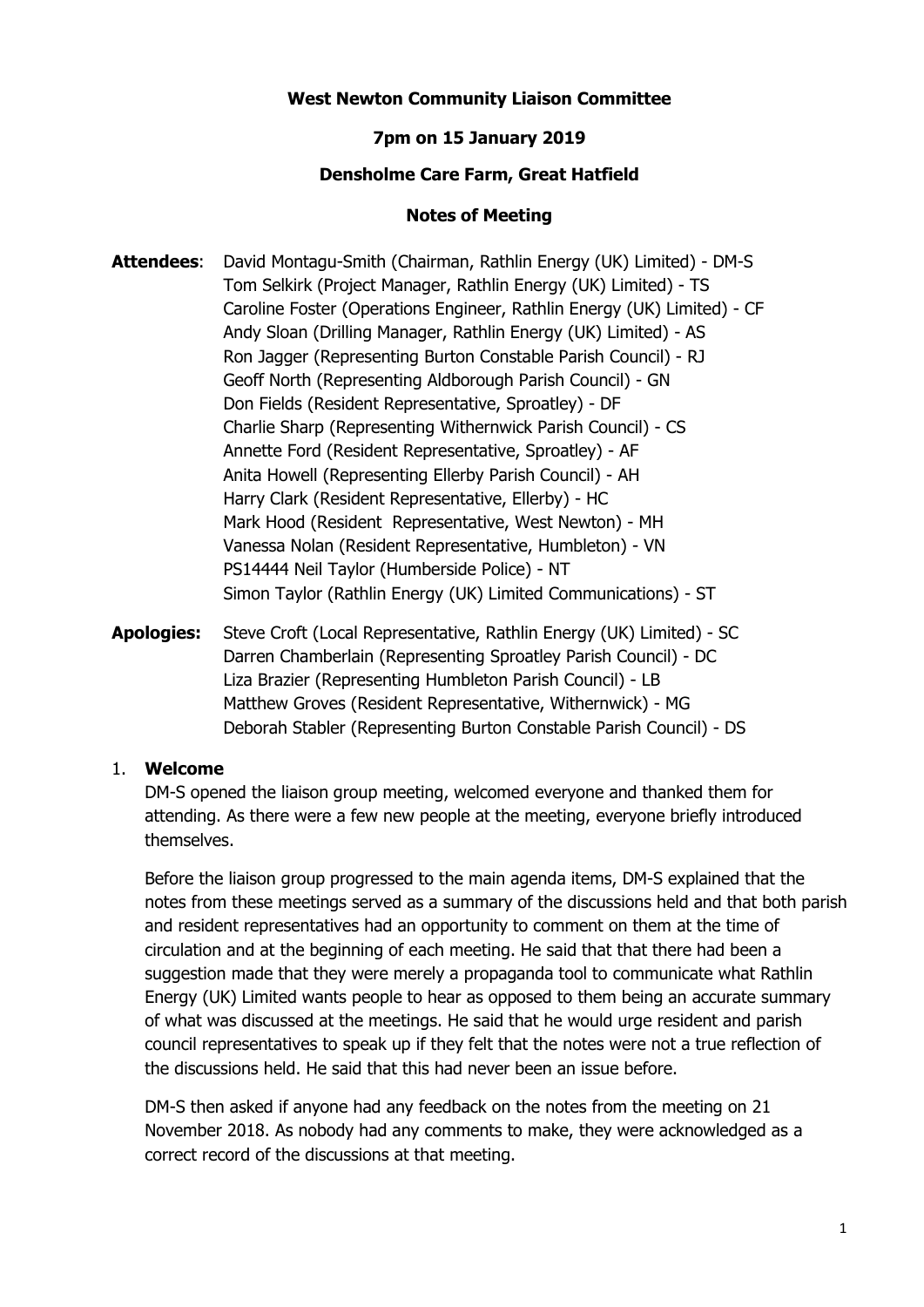**West Newton Community Liaison Committee**

**7pm on 15 January 2019**

**Densholme Care Farm, Great Hatfield**

**Notes of Meeting**

**Attendees**: David Montagu-Smith (Chairman, Rathlin Energy (UK) Limited) - DM-S
Tom Selkirk (Project Manager, Rathlin Energy (UK) Limited) - TS
Caroline Foster (Operations Engineer, Rathlin Energy (UK) Limited) - CF
Andy Sloan (Drilling Manager, Rathlin Energy (UK) Limited) - AS
Ron Jagger (Representing Burton Constable Parish Council) - RJ
Geoff North (Representing Aldborough Parish Council) - GN
Don Fields (Resident Representative, Sproatley) - DF
Charlie Sharp (Representing Withernwick Parish Council) - CS
Annette Ford (Resident Representative, Sproatley) - AF
Anita Howell (Representing Ellerby Parish Council) - AH
Harry Clark (Resident Representative, Ellerby) - HC
Mark Hood (Resident Representative, West Newton) - MH
Vanessa Nolan (Resident Representative, Humbleton) - VN
PS14444 Neil Taylor (Humberside Police) - NT
Simon Taylor (Rathlin Energy (UK) Limited Communications) - ST

**Apologies:** Steve Croft (Local Representative, Rathlin Energy (UK) Limited) - SC
Darren Chamberlain (Representing Sproatley Parish Council) - DC
Liza Brazier (Representing Humbleton Parish Council) - LB
Matthew Groves (Resident Representative, Withernwick) - MG
Deborah Stabler (Representing Burton Constable Parish Council) - DS

1. **Welcome**

DM-S opened the liaison group meeting, welcomed everyone and thanked them for attending. As there were a few new people at the meeting, everyone briefly introduced themselves.

Before the liaison group progressed to the main agenda items, DM-S explained that the notes from these meetings served as a summary of the discussions held and that both parish and resident representatives had an opportunity to comment on them at the time of circulation and at the beginning of each meeting. He said that that there had been a suggestion made that they were merely a propaganda tool to communicate what Rathlin Energy (UK) Limited wants people to hear as opposed to them being an accurate summary of what was discussed at the meetings. He said that he would urge resident and parish council representatives to speak up if they felt that the notes were not a true reflection of the discussions held. He said that this had never been an issue before.

DM-S then asked if anyone had any feedback on the notes from the meeting on 21 November 2018. As nobody had any comments to make, they were acknowledged as a correct record of the discussions at that meeting.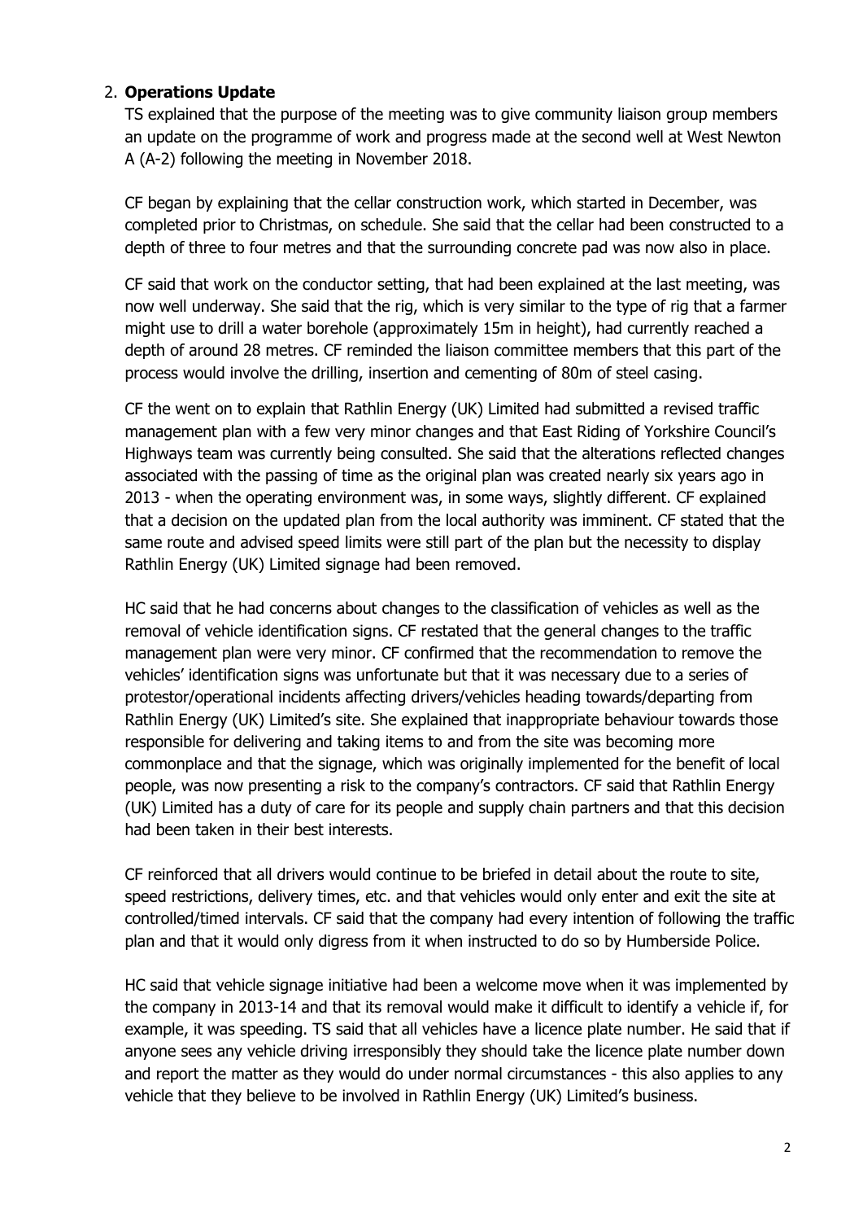## 2. **Operations Update**

TS explained that the purpose of the meeting was to give community liaison group members an update on the programme of work and progress made at the second well at West Newton A (A-2) following the meeting in November 2018.

CF began by explaining that the cellar construction work, which started in December, was completed prior to Christmas, on schedule. She said that the cellar had been constructed to a depth of three to four metres and that the surrounding concrete pad was now also in place.

CF said that work on the conductor setting, that had been explained at the last meeting, was now well underway. She said that the rig, which is very similar to the type of rig that a farmer might use to drill a water borehole (approximately 15m in height), had currently reached a depth of around 28 metres. CF reminded the liaison committee members that this part of the process would involve the drilling, insertion and cementing of 80m of steel casing.

CF the went on to explain that Rathlin Energy (UK) Limited had submitted a revised traffic management plan with a few very minor changes and that East Riding of Yorkshire Council's Highways team was currently being consulted. She said that the alterations reflected changes associated with the passing of time as the original plan was created nearly six years ago in 2013 - when the operating environment was, in some ways, slightly different. CF explained that a decision on the updated plan from the local authority was imminent. CF stated that the same route and advised speed limits were still part of the plan but the necessity to display Rathlin Energy (UK) Limited signage had been removed.

HC said that he had concerns about changes to the classification of vehicles as well as the removal of vehicle identification signs. CF restated that the general changes to the traffic management plan were very minor. CF confirmed that the recommendation to remove the vehicles' identification signs was unfortunate but that it was necessary due to a series of protestor/operational incidents affecting drivers/vehicles heading towards/departing from Rathlin Energy (UK) Limited's site. She explained that inappropriate behaviour towards those responsible for delivering and taking items to and from the site was becoming more commonplace and that the signage, which was originally implemented for the benefit of local people, was now presenting a risk to the company's contractors. CF said that Rathlin Energy (UK) Limited has a duty of care for its people and supply chain partners and that this decision had been taken in their best interests.

CF reinforced that all drivers would continue to be briefed in detail about the route to site, speed restrictions, delivery times, etc. and that vehicles would only enter and exit the site at controlled/timed intervals. CF said that the company had every intention of following the traffic plan and that it would only digress from it when instructed to do so by Humberside Police.

HC said that vehicle signage initiative had been a welcome move when it was implemented by the company in 2013-14 and that its removal would make it difficult to identify a vehicle if, for example, it was speeding. TS said that all vehicles have a licence plate number. He said that if anyone sees any vehicle driving irresponsibly they should take the licence plate number down and report the matter as they would do under normal circumstances - this also applies to any vehicle that they believe to be involved in Rathlin Energy (UK) Limited's business.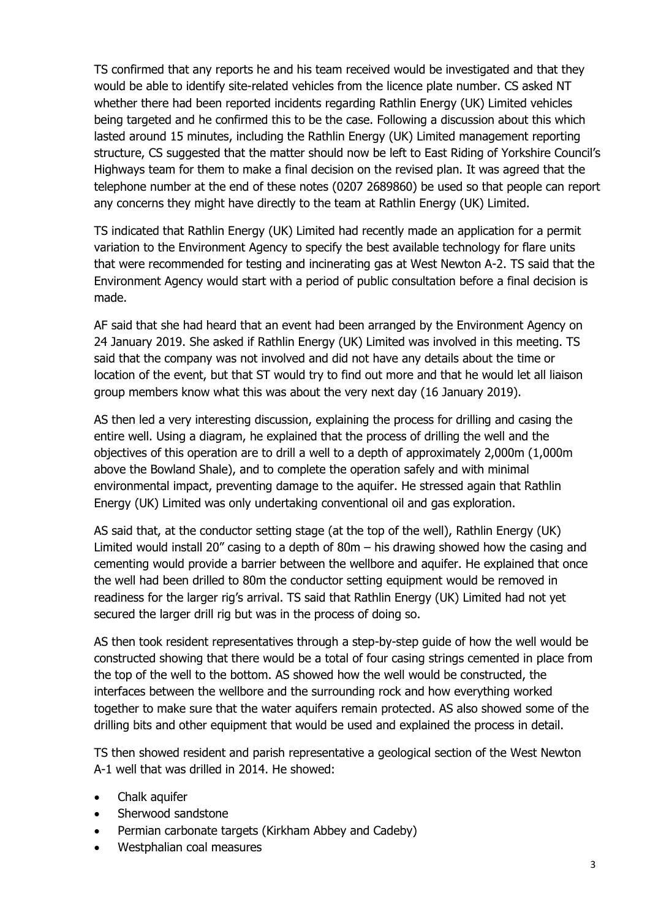TS confirmed that any reports he and his team received would be investigated and that they would be able to identify site-related vehicles from the licence plate number. CS asked NT whether there had been reported incidents regarding Rathlin Energy (UK) Limited vehicles being targeted and he confirmed this to be the case. Following a discussion about this which lasted around 15 minutes, including the Rathlin Energy (UK) Limited management reporting structure, CS suggested that the matter should now be left to East Riding of Yorkshire Council's Highways team for them to make a final decision on the revised plan. It was agreed that the telephone number at the end of these notes (0207 2689860) be used so that people can report any concerns they might have directly to the team at Rathlin Energy (UK) Limited.

TS indicated that Rathlin Energy (UK) Limited had recently made an application for a permit variation to the Environment Agency to specify the best available technology for flare units that were recommended for testing and incinerating gas at West Newton A-2. TS said that the Environment Agency would start with a period of public consultation before a final decision is made.

AF said that she had heard that an event had been arranged by the Environment Agency on 24 January 2019. She asked if Rathlin Energy (UK) Limited was involved in this meeting. TS said that the company was not involved and did not have any details about the time or location of the event, but that ST would try to find out more and that he would let all liaison group members know what this was about the very next day (16 January 2019).

AS then led a very interesting discussion, explaining the process for drilling and casing the entire well. Using a diagram, he explained that the process of drilling the well and the objectives of this operation are to drill a well to a depth of approximately 2,000m (1,000m above the Bowland Shale), and to complete the operation safely and with minimal environmental impact, preventing damage to the aquifer. He stressed again that Rathlin Energy (UK) Limited was only undertaking conventional oil and gas exploration.

AS said that, at the conductor setting stage (at the top of the well), Rathlin Energy (UK) Limited would install 20" casing to a depth of 80m – his drawing showed how the casing and cementing would provide a barrier between the wellbore and aquifer. He explained that once the well had been drilled to 80m the conductor setting equipment would be removed in readiness for the larger rig's arrival. TS said that Rathlin Energy (UK) Limited had not yet secured the larger drill rig but was in the process of doing so.

AS then took resident representatives through a step-by-step guide of how the well would be constructed showing that there would be a total of four casing strings cemented in place from the top of the well to the bottom. AS showed how the well would be constructed, the interfaces between the wellbore and the surrounding rock and how everything worked together to make sure that the water aquifers remain protected. AS also showed some of the drilling bits and other equipment that would be used and explained the process in detail.

TS then showed resident and parish representative a geological section of the West Newton A-1 well that was drilled in 2014. He showed:

- Chalk aquifer
- Sherwood sandstone
- Permian carbonate targets (Kirkham Abbey and Cadeby)
- Westphalian coal measures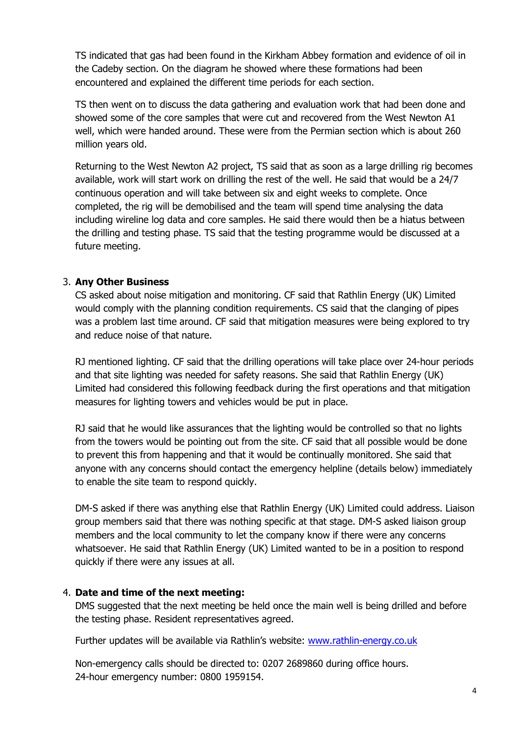TS indicated that gas had been found in the Kirkham Abbey formation and evidence of oil in the Cadeby section. On the diagram he showed where these formations had been encountered and explained the different time periods for each section.

TS then went on to discuss the data gathering and evaluation work that had been done and showed some of the core samples that were cut and recovered from the West Newton A1 well, which were handed around. These were from the Permian section which is about 260 million years old.

Returning to the West Newton A2 project, TS said that as soon as a large drilling rig becomes available, work will start work on drilling the rest of the well. He said that would be a 24/7 continuous operation and will take between six and eight weeks to complete. Once completed, the rig will be demobilised and the team will spend time analysing the data including wireline log data and core samples. He said there would then be a hiatus between the drilling and testing phase. TS said that the testing programme would be discussed at a future meeting.

3. **Any Other Business**

CS asked about noise mitigation and monitoring. CF said that Rathlin Energy (UK) Limited would comply with the planning condition requirements. CS said that the clanging of pipes was a problem last time around. CF said that mitigation measures were being explored to try and reduce noise of that nature.

RJ mentioned lighting. CF said that the drilling operations will take place over 24-hour periods and that site lighting was needed for safety reasons. She said that Rathlin Energy (UK) Limited had considered this following feedback during the first operations and that mitigation measures for lighting towers and vehicles would be put in place.

RJ said that he would like assurances that the lighting would be controlled so that no lights from the towers would be pointing out from the site. CF said that all possible would be done to prevent this from happening and that it would be continually monitored. She said that anyone with any concerns should contact the emergency helpline (details below) immediately to enable the site team to respond quickly.

DM-S asked if there was anything else that Rathlin Energy (UK) Limited could address. Liaison group members said that there was nothing specific at that stage. DM-S asked liaison group members and the local community to let the company know if there were any concerns whatsoever. He said that Rathlin Energy (UK) Limited wanted to be in a position to respond quickly if there were any issues at all.

4. **Date and time of the next meeting:**

DMS suggested that the next meeting be held once the main well is being drilled and before the testing phase. Resident representatives agreed.

Further updates will be available via Rathlin's website: [www.rathlin-energy.co.uk](http://www.rathlin-energy.co.uk)

Non-emergency calls should be directed to: 0207 2689860 during office hours.
24-hour emergency number: 0800 1959154.